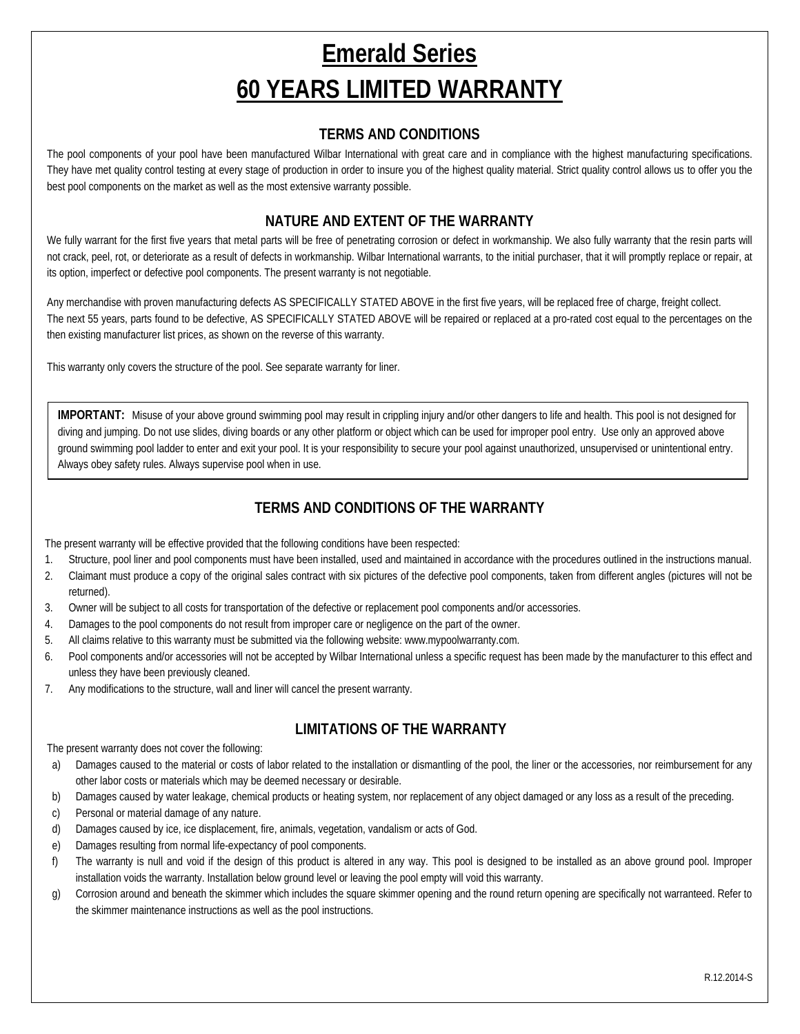# Emerald Series

# 60 YEARS LIMITED WARRANTY

## TERMS AND CONDITIONS

The pool components of your pool have been manufactured Wilbar International with great care and in compliance with the highest manufacturing specifications. They have met quality control testing at every stage of production in order to insure you of the highest quality material. Strict quality control allows us to offer you the best pool components on the market as well as the most extensive warranty possible.

## NATURE AND EXTENT OF THE WARRANTY

We fully warrant for the first five years that metal parts will be free of penetrating corrosion or defect in workmanship. We also fully warranty that the resin parts will not crack, peel, rot, or deteriorate as a result of defects in workmanship. Wilbar International warrants, to the initial purchaser, that it will promptly replace or repair, at its option, imperfect or defective pool components. The present warranty is not negotiable.

Any merchandise with proven manufacturing defects AS SPECIFICALLY STATED ABOVE in the first five years, will be replaced free of charge, freight collect. The next 55 years, parts found to be defective, AS SPECIFICALLY STATED ABOVE will be repaired or replaced at a pro-rated cost equal to the percentages on the then existing manufacturer list prices, as shown on the reverse of this warranty.

This warranty only covers the structure of the pool. See separate warranty for liner.

**IMPORTANT:** Misuse of your above ground swimming pool may result in crippling injury and/or other dangers to life and health. This pool is not designed for diving and jumping. Do not use slides, diving boards or any other platform or object which can be used for improper pool entry. Use only an approved above ground swimming pool ladder to enter and exit your pool. It is your responsibility to secure your pool against unauthorized, unsupervised or unintentional entry. Always obey safety rules. Always supervise pool when in use.

## TERMS AND CONDITIONS OF THE WARRANTY

The present warranty will be effective provided that the following conditions have been respected:

1. Structure, pool liner and pool components must have been installed, used and maintained in accordance with the procedures outlined in the instructions manual.
2. Claimant must produce a copy of the original sales contract with six pictures of the defective pool components, taken from different angles (pictures will not be returned).
3. Owner will be subject to all costs for transportation of the defective or replacement pool components and/or accessories.
4. Damages to the pool components do not result from improper care or negligence on the part of the owner.
5. All claims relative to this warranty must be submitted via the following website: www.mypoolwarranty.com.
6. Pool components and/or accessories will not be accepted by Wilbar International unless a specific request has been made by the manufacturer to this effect and unless they have been previously cleaned.
7. Any modifications to the structure, wall and liner will cancel the present warranty.

## LIMITATIONS OF THE WARRANTY

The present warranty does not cover the following:

a) Damages caused to the material or costs of labor related to the installation or dismantling of the pool, the liner or the accessories, nor reimbursement for any other labor costs or materials which may be deemed necessary or desirable.
b) Damages caused by water leakage, chemical products or heating system, nor replacement of any object damaged or any loss as a result of the preceding.
c) Personal or material damage of any nature.
d) Damages caused by ice, ice displacement, fire, animals, vegetation, vandalism or acts of God.
e) Damages resulting from normal life-expectancy of pool components.
f) The warranty is null and void if the design of this product is altered in any way. This pool is designed to be installed as an above ground pool. Improper installation voids the warranty. Installation below ground level or leaving the pool empty will void this warranty.
g) Corrosion around and beneath the skimmer which includes the square skimmer opening and the round return opening are specifically not warranteed. Refer to the skimmer maintenance instructions as well as the pool instructions.

R.12.2014-S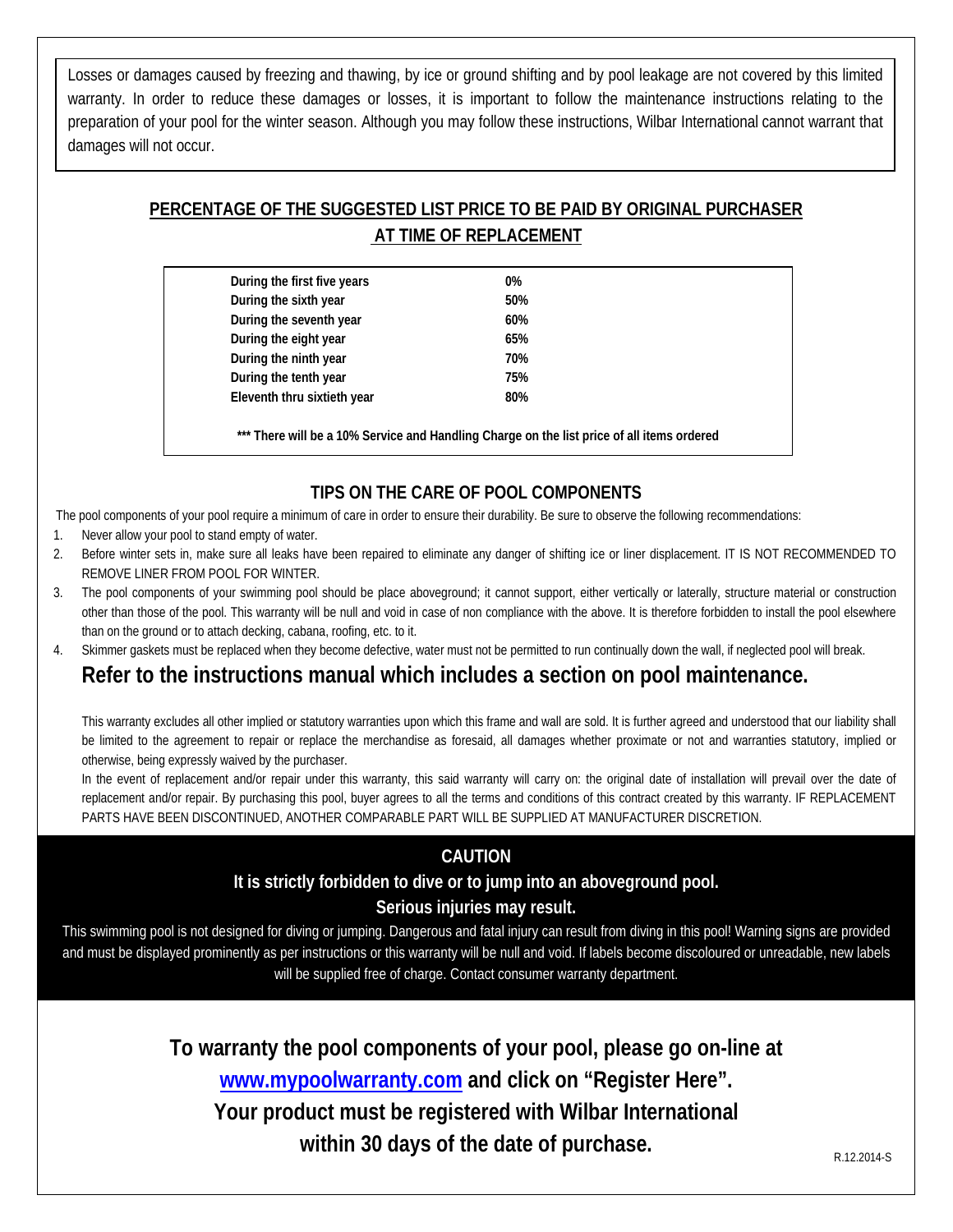Losses or damages caused by freezing and thawing, by ice or ground shifting and by pool leakage are not covered by this limited warranty. In order to reduce these damages or losses, it is important to follow the maintenance instructions relating to the preparation of your pool for the winter season. Although you may follow these instructions, Wilbar International cannot warrant that damages will not occur.

## PERCENTAGE OF THE SUGGESTED LIST PRICE TO BE PAID BY ORIGINAL PURCHASER AT TIME OF REPLACEMENT

| | |
|---|---|
| **During the first five years** | **0%** |
| **During the sixth year** | **50%** |
| **During the seventh year** | **60%** |
| **During the eight year** | **65%** |
| **During the ninth year** | **70%** |
| **During the tenth year** | **75%** |
| **Eleventh thru sixtieth year** | **80%** |

**\*\*\* There will be a 10% Service and Handling Charge on the list price of all items ordered**

## TIPS ON THE CARE OF POOL COMPONENTS

The pool components of your pool require a minimum of care in order to ensure their durability. Be sure to observe the following recommendations:

1. Never allow your pool to stand empty of water.
2. Before winter sets in, make sure all leaks have been repaired to eliminate any danger of shifting ice or liner displacement. IT IS NOT RECOMMENDED TO REMOVE LINER FROM POOL FOR WINTER.
3. The pool components of your swimming pool should be place aboveground; it cannot support, either vertically or laterally, structure material or construction other than those of the pool. This warranty will be null and void in case of non compliance with the above. It is therefore forbidden to install the pool elsewhere than on the ground or to attach decking, cabana, roofing, etc. to it.
4. Skimmer gaskets must be replaced when they become defective, water must not be permitted to run continually down the wall, if neglected pool will break.

## Refer to the instructions manual which includes a section on pool maintenance.

This warranty excludes all other implied or statutory warranties upon which this frame and wall are sold. It is further agreed and understood that our liability shall be limited to the agreement to repair or replace the merchandise as foresaid, all damages whether proximate or not and warranties statutory, implied or otherwise, being expressly waived by the purchaser.

In the event of replacement and/or repair under this warranty, this said warranty will carry on: the original date of installation will prevail over the date of replacement and/or repair. By purchasing this pool, buyer agrees to all the terms and conditions of this contract created by this warranty. IF REPLACEMENT PARTS HAVE BEEN DISCONTINUED, ANOTHER COMPARABLE PART WILL BE SUPPLIED AT MANUFACTURER DISCRETION.

**CAUTION**

**It is strictly forbidden to dive or to jump into an aboveground pool.**

**Serious injuries may result.**

This swimming pool is not designed for diving or jumping. Dangerous and fatal injury can result from diving in this pool! Warning signs are provided and must be displayed prominently as per instructions or this warranty will be null and void. If labels become discoloured or unreadable, new labels will be supplied free of charge. Contact consumer warranty department.

**To warranty the pool components of your pool, please go on-line at [www.mypoolwarranty.com](http://www.mypoolwarranty.com) and click on "Register Here". Your product must be registered with Wilbar International within 30 days of the date of purchase.**

R.12.2014-S